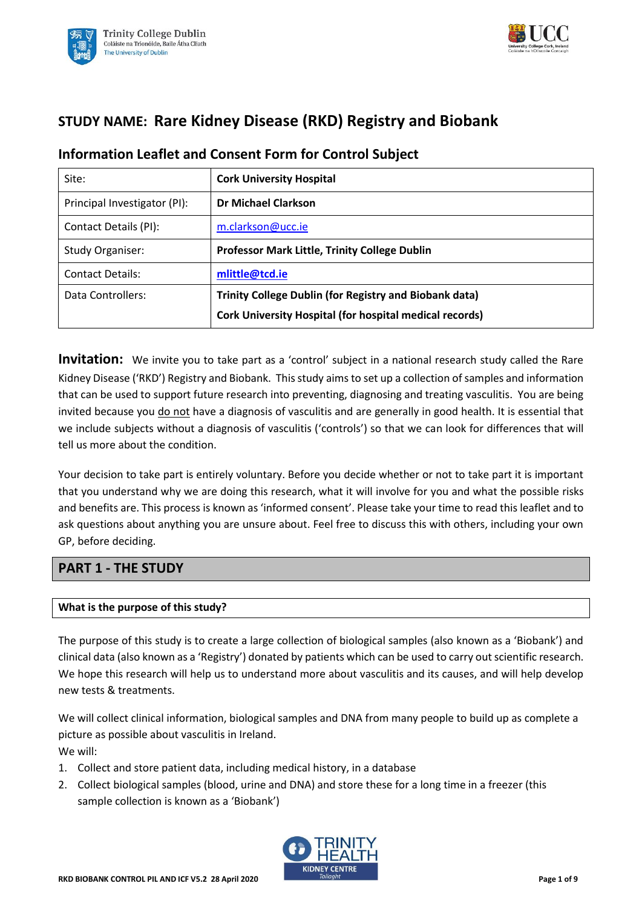## STUDY NAME: Rare Kidney Disease (RKD) Registry and Biobank

### Information Leaflet and Consent Form for Control Subject

| Site: | **Cork University Hospital** |
|---|---|
| Principal Investigator (PI): | **Dr Michael Clarkson** |
| Contact Details (PI): | m.clarkson@ucc.ie |
| Study Organiser: | **Professor Mark Little, Trinity College Dublin** |
| Contact Details: | **mlittle@tcd.ie** |
| Data Controllers: | **Trinity College Dublin (for Registry and Biobank data)**<br>**Cork University Hospital (for hospital medical records)** |

**Invitation:** We invite you to take part as a 'control' subject in a national research study called the Rare Kidney Disease ('RKD') Registry and Biobank. This study aims to set up a collection of samples and information that can be used to support future research into preventing, diagnosing and treating vasculitis. You are being invited because you do not have a diagnosis of vasculitis and are generally in good health. It is essential that we include subjects without a diagnosis of vasculitis ('controls') so that we can look for differences that will tell us more about the condition.

Your decision to take part is entirely voluntary. Before you decide whether or not to take part it is important that you understand why we are doing this research, what it will involve for you and what the possible risks and benefits are. This process is known as 'informed consent'. Please take your time to read this leaflet and to ask questions about anything you are unsure about. Feel free to discuss this with others, including your own GP, before deciding.

## PART 1 - THE STUDY

### What is the purpose of this study?

The purpose of this study is to create a large collection of biological samples (also known as a 'Biobank') and clinical data (also known as a 'Registry') donated by patients which can be used to carry out scientific research. We hope this research will help us to understand more about vasculitis and its causes, and will help develop new tests & treatments.

We will collect clinical information, biological samples and DNA from many people to build up as complete a picture as possible about vasculitis in Ireland.

We will:

1. Collect and store patient data, including medical history, in a database
2. Collect biological samples (blood, urine and DNA) and store these for a long time in a freezer (this sample collection is known as a 'Biobank')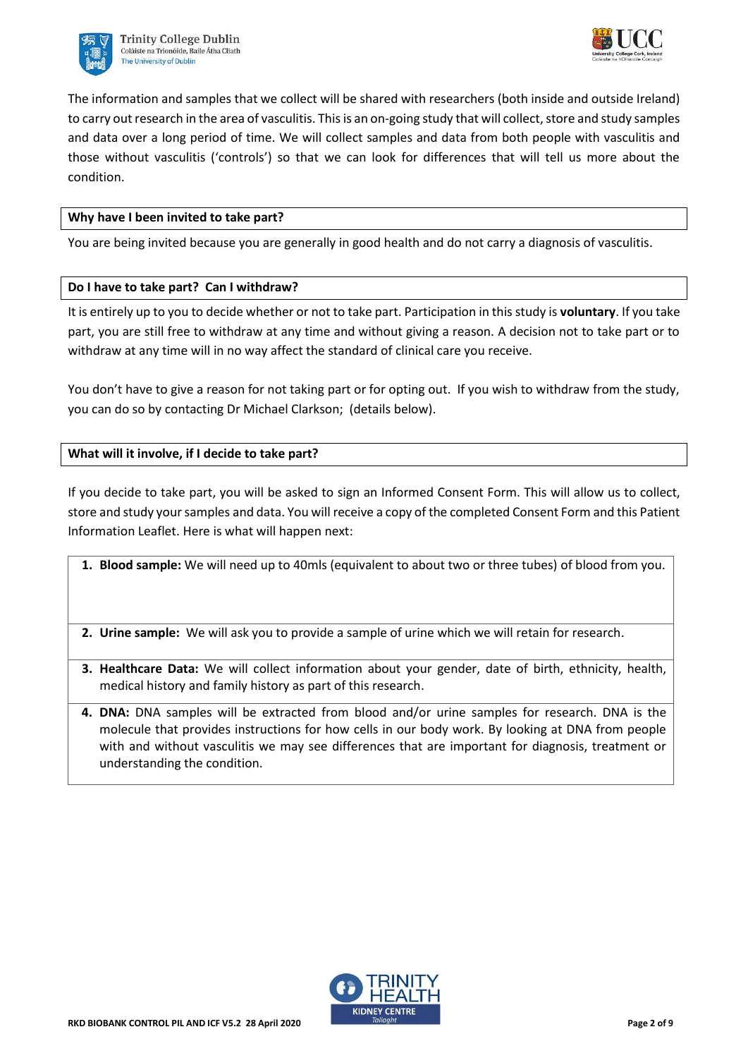The information and samples that we collect will be shared with researchers (both inside and outside Ireland) to carry out research in the area of vasculitis. This is an on-going study that will collect, store and study samples and data over a long period of time. We will collect samples and data from both people with vasculitis and those without vasculitis ('controls') so that we can look for differences that will tell us more about the condition.

### Why have I been invited to take part?

You are being invited because you are generally in good health and do not carry a diagnosis of vasculitis.

### Do I have to take part? Can I withdraw?

It is entirely up to you to decide whether or not to take part. Participation in this study is **voluntary**. If you take part, you are still free to withdraw at any time and without giving a reason. A decision not to take part or to withdraw at any time will in no way affect the standard of clinical care you receive.

You don't have to give a reason for not taking part or for opting out. If you wish to withdraw from the study, you can do so by contacting Dr Michael Clarkson; (details below).

### What will it involve, if I decide to take part?

If you decide to take part, you will be asked to sign an Informed Consent Form. This will allow us to collect, store and study your samples and data. You will receive a copy of the completed Consent Form and this Patient Information Leaflet. Here is what will happen next:

1. **Blood sample:** We will need up to 40mls (equivalent to about two or three tubes) of blood from you.
2. **Urine sample:** We will ask you to provide a sample of urine which we will retain for research.
3. **Healthcare Data:** We will collect information about your gender, date of birth, ethnicity, health, medical history and family history as part of this research.
4. **DNA:** DNA samples will be extracted from blood and/or urine samples for research. DNA is the molecule that provides instructions for how cells in our body work. By looking at DNA from people with and without vasculitis we may see differences that are important for diagnosis, treatment or understanding the condition.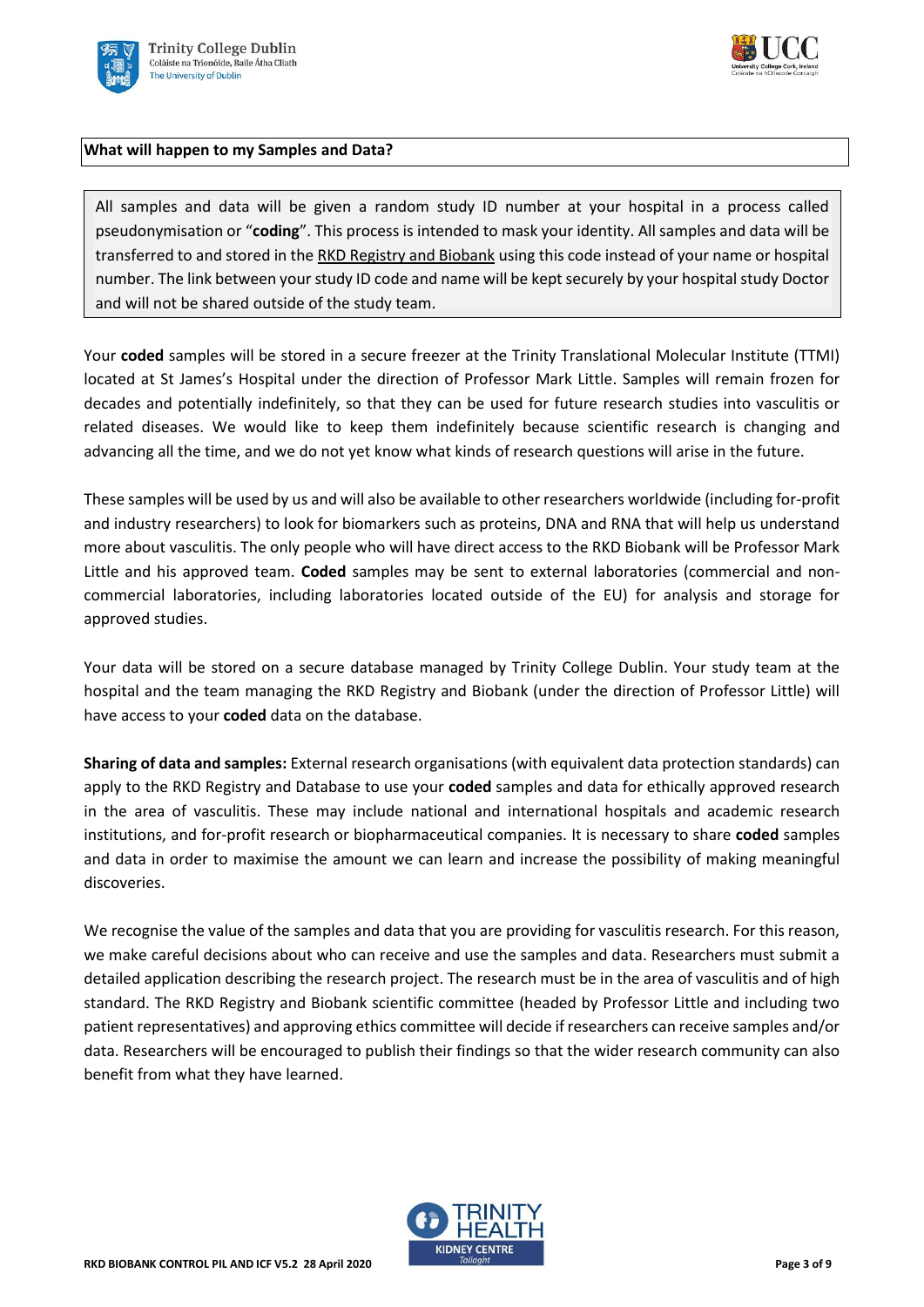**What will happen to my Samples and Data?**

All samples and data will be given a random study ID number at your hospital in a process called pseudonymisation or "**coding**". This process is intended to mask your identity. All samples and data will be transferred to and stored in the RKD Registry and Biobank using this code instead of your name or hospital number. The link between your study ID code and name will be kept securely by your hospital study Doctor and will not be shared outside of the study team.

Your **coded** samples will be stored in a secure freezer at the Trinity Translational Molecular Institute (TTMI) located at St James's Hospital under the direction of Professor Mark Little. Samples will remain frozen for decades and potentially indefinitely, so that they can be used for future research studies into vasculitis or related diseases. We would like to keep them indefinitely because scientific research is changing and advancing all the time, and we do not yet know what kinds of research questions will arise in the future.

These samples will be used by us and will also be available to other researchers worldwide (including for-profit and industry researchers) to look for biomarkers such as proteins, DNA and RNA that will help us understand more about vasculitis. The only people who will have direct access to the RKD Biobank will be Professor Mark Little and his approved team. **Coded** samples may be sent to external laboratories (commercial and non-commercial laboratories, including laboratories located outside of the EU) for analysis and storage for approved studies.

Your data will be stored on a secure database managed by Trinity College Dublin. Your study team at the hospital and the team managing the RKD Registry and Biobank (under the direction of Professor Little) will have access to your **coded** data on the database.

**Sharing of data and samples:** External research organisations (with equivalent data protection standards) can apply to the RKD Registry and Database to use your **coded** samples and data for ethically approved research in the area of vasculitis. These may include national and international hospitals and academic research institutions, and for-profit research or biopharmaceutical companies. It is necessary to share **coded** samples and data in order to maximise the amount we can learn and increase the possibility of making meaningful discoveries.

We recognise the value of the samples and data that you are providing for vasculitis research. For this reason, we make careful decisions about who can receive and use the samples and data. Researchers must submit a detailed application describing the research project. The research must be in the area of vasculitis and of high standard. The RKD Registry and Biobank scientific committee (headed by Professor Little and including two patient representatives) and approving ethics committee will decide if researchers can receive samples and/or data. Researchers will be encouraged to publish their findings so that the wider research community can also benefit from what they have learned.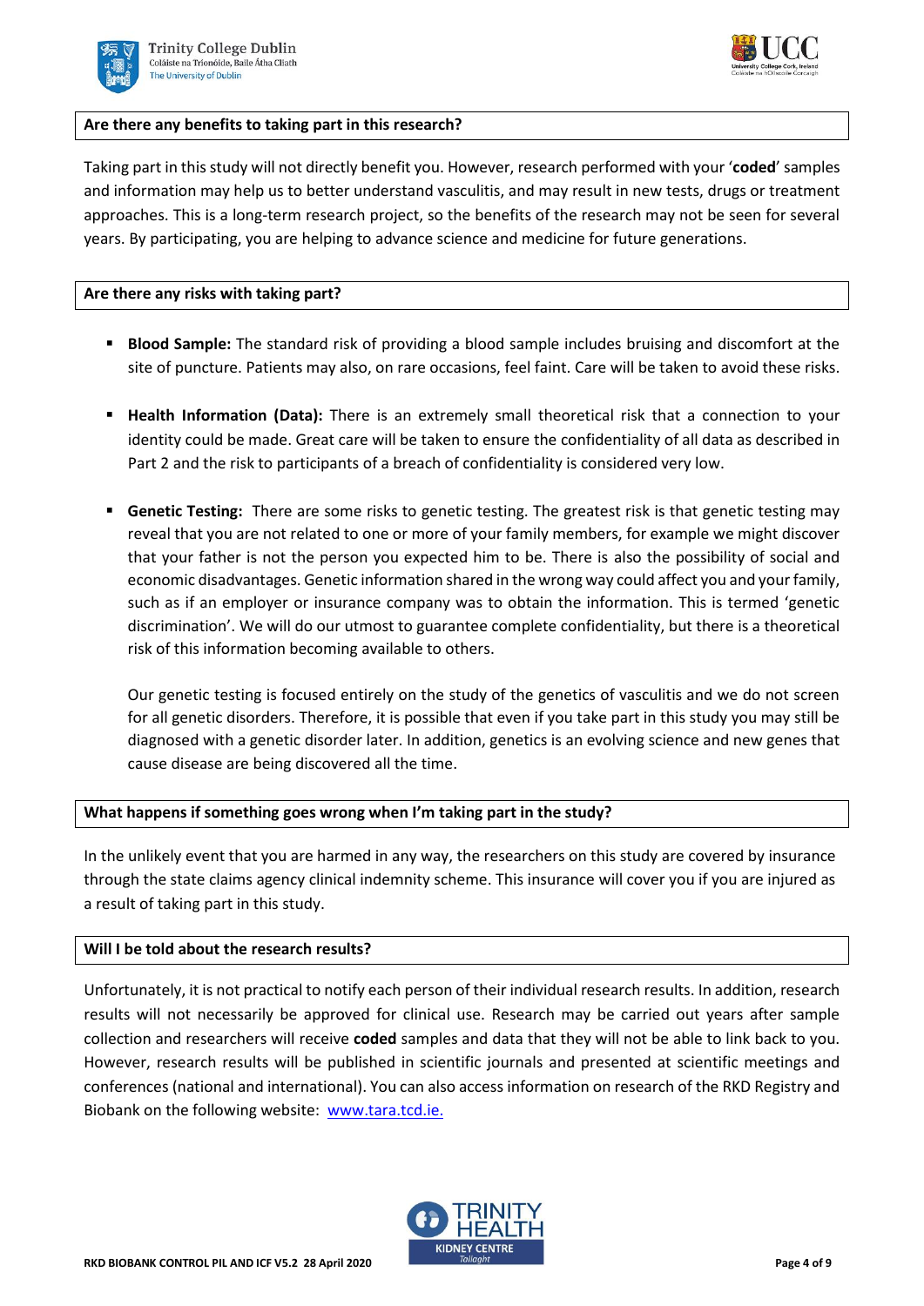## Are there any benefits to taking part in this research?

Taking part in this study will not directly benefit you. However, research performed with your '**coded**' samples and information may help us to better understand vasculitis, and may result in new tests, drugs or treatment approaches. This is a long-term research project, so the benefits of the research may not be seen for several years. By participating, you are helping to advance science and medicine for future generations.

## Are there any risks with taking part?

- **Blood Sample:** The standard risk of providing a blood sample includes bruising and discomfort at the site of puncture. Patients may also, on rare occasions, feel faint. Care will be taken to avoid these risks.

- **Health Information (Data):** There is an extremely small theoretical risk that a connection to your identity could be made. Great care will be taken to ensure the confidentiality of all data as described in Part 2 and the risk to participants of a breach of confidentiality is considered very low.

- **Genetic Testing:** There are some risks to genetic testing. The greatest risk is that genetic testing may reveal that you are not related to one or more of your family members, for example we might discover that your father is not the person you expected him to be. There is also the possibility of social and economic disadvantages. Genetic information shared in the wrong way could affect you and your family, such as if an employer or insurance company was to obtain the information. This is termed 'genetic discrimination'. We will do our utmost to guarantee complete confidentiality, but there is a theoretical risk of this information becoming available to others.

  Our genetic testing is focused entirely on the study of the genetics of vasculitis and we do not screen for all genetic disorders. Therefore, it is possible that even if you take part in this study you may still be diagnosed with a genetic disorder later. In addition, genetics is an evolving science and new genes that cause disease are being discovered all the time.

## What happens if something goes wrong when I'm taking part in the study?

In the unlikely event that you are harmed in any way, the researchers on this study are covered by insurance through the state claims agency clinical indemnity scheme. This insurance will cover you if you are injured as a result of taking part in this study.

## Will I be told about the research results?

Unfortunately, it is not practical to notify each person of their individual research results. In addition, research results will not necessarily be approved for clinical use. Research may be carried out years after sample collection and researchers will receive **coded** samples and data that they will not be able to link back to you. However, research results will be published in scientific journals and presented at scientific meetings and conferences (national and international). You can also access information on research of the RKD Registry and Biobank on the following website: www.tara.tcd.ie.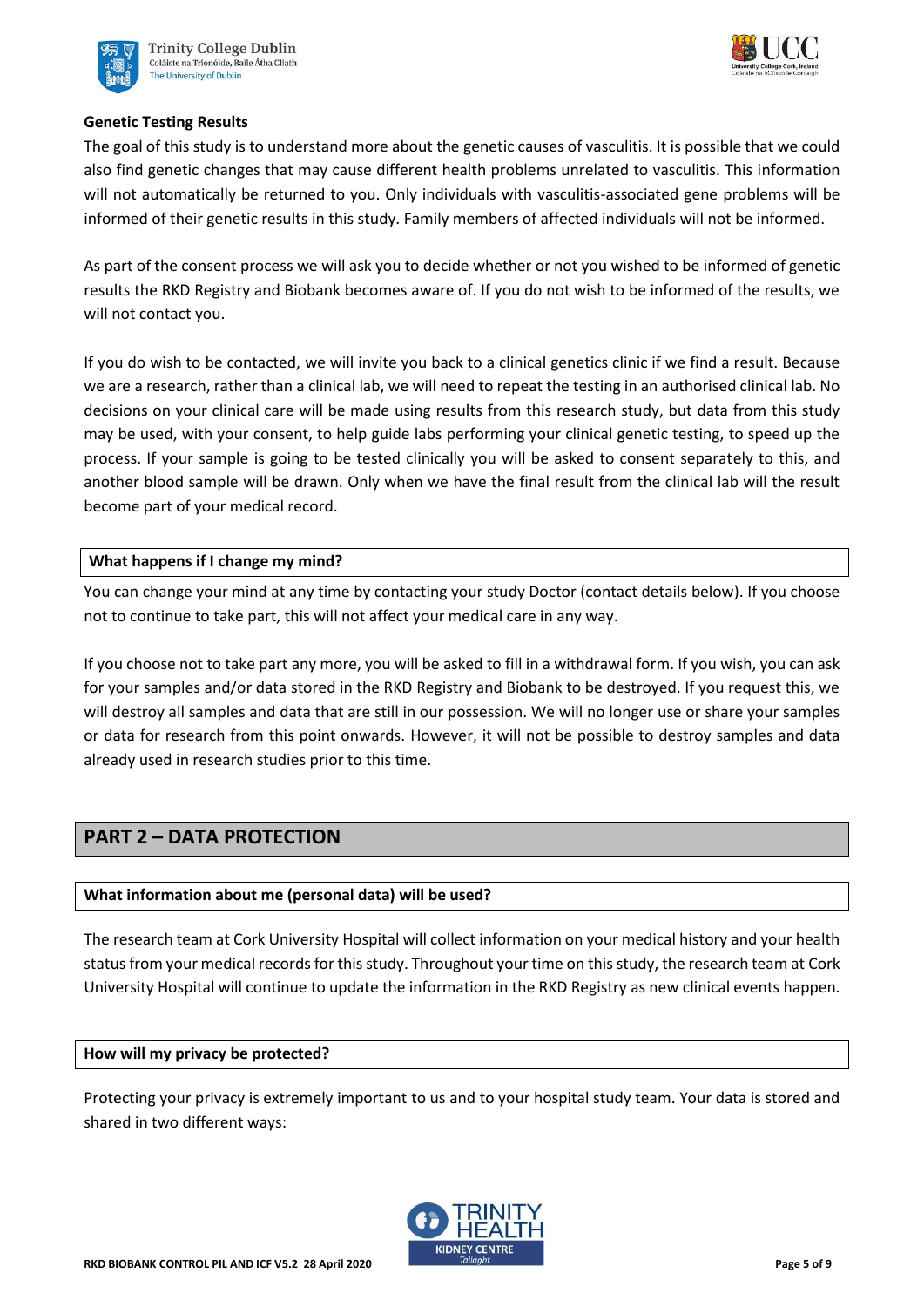**Genetic Testing Results**

The goal of this study is to understand more about the genetic causes of vasculitis. It is possible that we could also find genetic changes that may cause different health problems unrelated to vasculitis. This information will not automatically be returned to you. Only individuals with vasculitis-associated gene problems will be informed of their genetic results in this study. Family members of affected individuals will not be informed.

As part of the consent process we will ask you to decide whether or not you wished to be informed of genetic results the RKD Registry and Biobank becomes aware of. If you do not wish to be informed of the results, we will not contact you.

If you do wish to be contacted, we will invite you back to a clinical genetics clinic if we find a result. Because we are a research, rather than a clinical lab, we will need to repeat the testing in an authorised clinical lab. No decisions on your clinical care will be made using results from this research study, but data from this study may be used, with your consent, to help guide labs performing your clinical genetic testing, to speed up the process. If your sample is going to be tested clinically you will be asked to consent separately to this, and another blood sample will be drawn. Only when we have the final result from the clinical lab will the result become part of your medical record.

**What happens if I change my mind?**

You can change your mind at any time by contacting your study Doctor (contact details below). If you choose not to continue to take part, this will not affect your medical care in any way.

If you choose not to take part any more, you will be asked to fill in a withdrawal form. If you wish, you can ask for your samples and/or data stored in the RKD Registry and Biobank to be destroyed. If you request this, we will destroy all samples and data that are still in our possession. We will no longer use or share your samples or data for research from this point onwards. However, it will not be possible to destroy samples and data already used in research studies prior to this time.

## PART 2 – DATA PROTECTION

**What information about me (personal data) will be used?**

The research team at Cork University Hospital will collect information on your medical history and your health status from your medical records for this study. Throughout your time on this study, the research team at Cork University Hospital will continue to update the information in the RKD Registry as new clinical events happen.

**How will my privacy be protected?**

Protecting your privacy is extremely important to us and to your hospital study team. Your data is stored and shared in two different ways: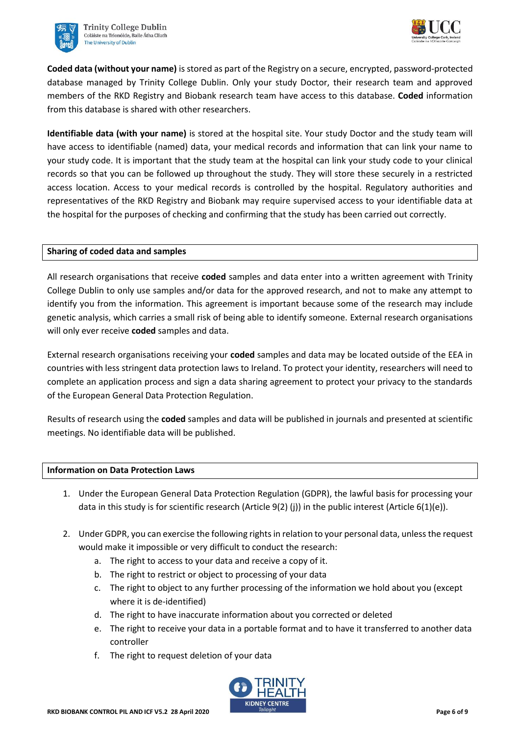**Coded data (without your name)** is stored as part of the Registry on a secure, encrypted, password-protected database managed by Trinity College Dublin. Only your study Doctor, their research team and approved members of the RKD Registry and Biobank research team have access to this database. **Coded** information from this database is shared with other researchers.

**Identifiable data (with your name)** is stored at the hospital site. Your study Doctor and the study team will have access to identifiable (named) data, your medical records and information that can link your name to your study code. It is important that the study team at the hospital can link your study code to your clinical records so that you can be followed up throughout the study. They will store these securely in a restricted access location. Access to your medical records is controlled by the hospital. Regulatory authorities and representatives of the RKD Registry and Biobank may require supervised access to your identifiable data at the hospital for the purposes of checking and confirming that the study has been carried out correctly.

**Sharing of coded data and samples**

All research organisations that receive **coded** samples and data enter into a written agreement with Trinity College Dublin to only use samples and/or data for the approved research, and not to make any attempt to identify you from the information. This agreement is important because some of the research may include genetic analysis, which carries a small risk of being able to identify someone. External research organisations will only ever receive **coded** samples and data.

External research organisations receiving your **coded** samples and data may be located outside of the EEA in countries with less stringent data protection laws to Ireland. To protect your identity, researchers will need to complete an application process and sign a data sharing agreement to protect your privacy to the standards of the European General Data Protection Regulation.

Results of research using the **coded** samples and data will be published in journals and presented at scientific meetings. No identifiable data will be published.

**Information on Data Protection Laws**

1. Under the European General Data Protection Regulation (GDPR), the lawful basis for processing your data in this study is for scientific research (Article 9(2) (j)) in the public interest (Article 6(1)(e)).
2. Under GDPR, you can exercise the following rights in relation to your personal data, unless the request would make it impossible or very difficult to conduct the research:
   a. The right to access to your data and receive a copy of it.
   b. The right to restrict or object to processing of your data
   c. The right to object to any further processing of the information we hold about you (except where it is de-identified)
   d. The right to have inaccurate information about you corrected or deleted
   e. The right to receive your data in a portable format and to have it transferred to another data controller
   f. The right to request deletion of your data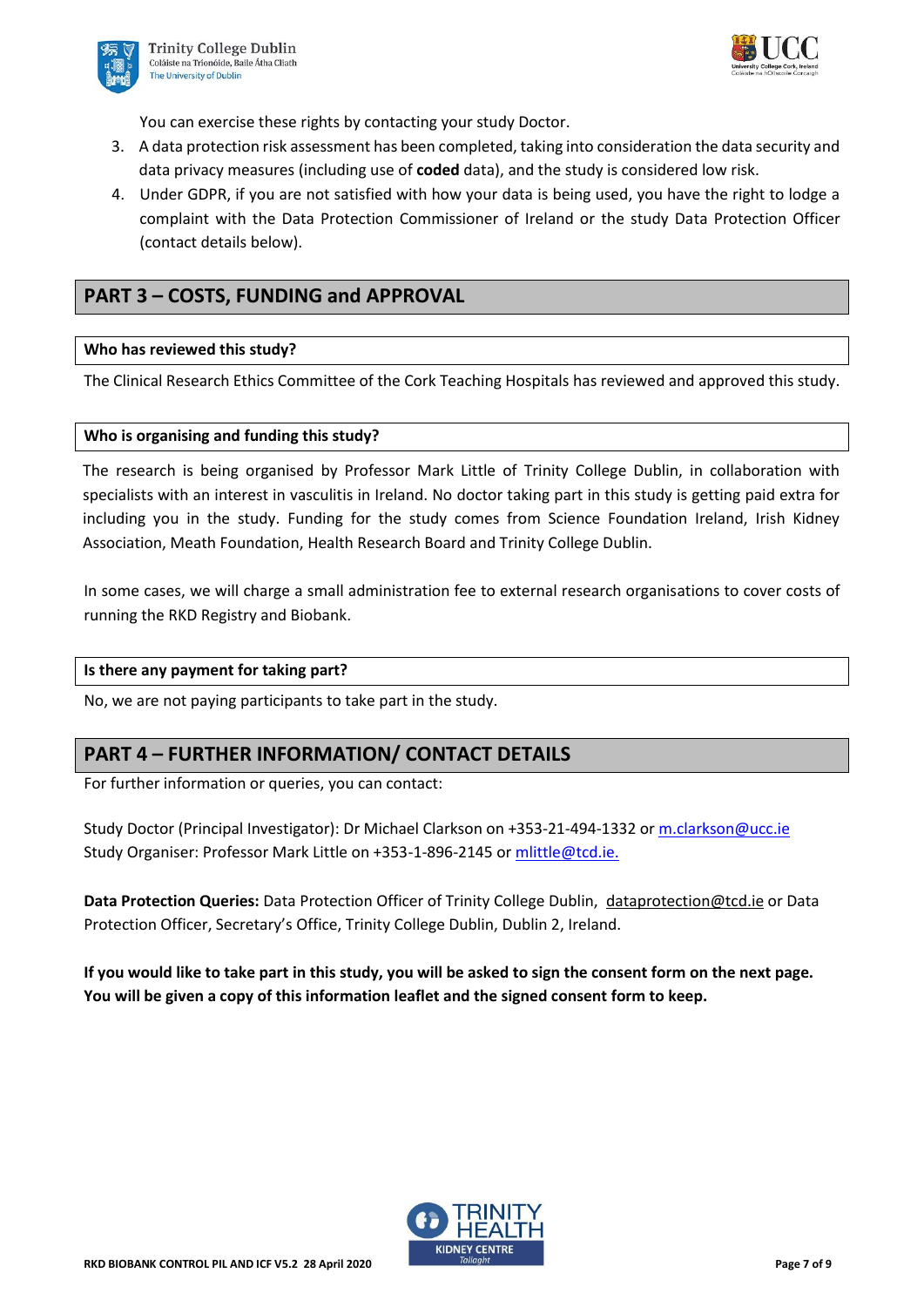You can exercise these rights by contacting your study Doctor.

3. A data protection risk assessment has been completed, taking into consideration the data security and data privacy measures (including use of **coded** data), and the study is considered low risk.
4. Under GDPR, if you are not satisfied with how your data is being used, you have the right to lodge a complaint with the Data Protection Commissioner of Ireland or the study Data Protection Officer (contact details below).

## PART 3 – COSTS, FUNDING and APPROVAL

### Who has reviewed this study?

The Clinical Research Ethics Committee of the Cork Teaching Hospitals has reviewed and approved this study.

### Who is organising and funding this study?

The research is being organised by Professor Mark Little of Trinity College Dublin, in collaboration with specialists with an interest in vasculitis in Ireland. No doctor taking part in this study is getting paid extra for including you in the study. Funding for the study comes from Science Foundation Ireland, Irish Kidney Association, Meath Foundation, Health Research Board and Trinity College Dublin.

In some cases, we will charge a small administration fee to external research organisations to cover costs of running the RKD Registry and Biobank.

### Is there any payment for taking part?

No, we are not paying participants to take part in the study.

## PART 4 – FURTHER INFORMATION/ CONTACT DETAILS

For further information or queries, you can contact:

Study Doctor (Principal Investigator): Dr Michael Clarkson on +353-21-494-1332 or m.clarkson@ucc.ie
Study Organiser: Professor Mark Little on +353-1-896-2145 or mlittle@tcd.ie.

**Data Protection Queries:** Data Protection Officer of Trinity College Dublin, dataprotection@tcd.ie or Data Protection Officer, Secretary's Office, Trinity College Dublin, Dublin 2, Ireland.

**If you would like to take part in this study, you will be asked to sign the consent form on the next page. You will be given a copy of this information leaflet and the signed consent form to keep.**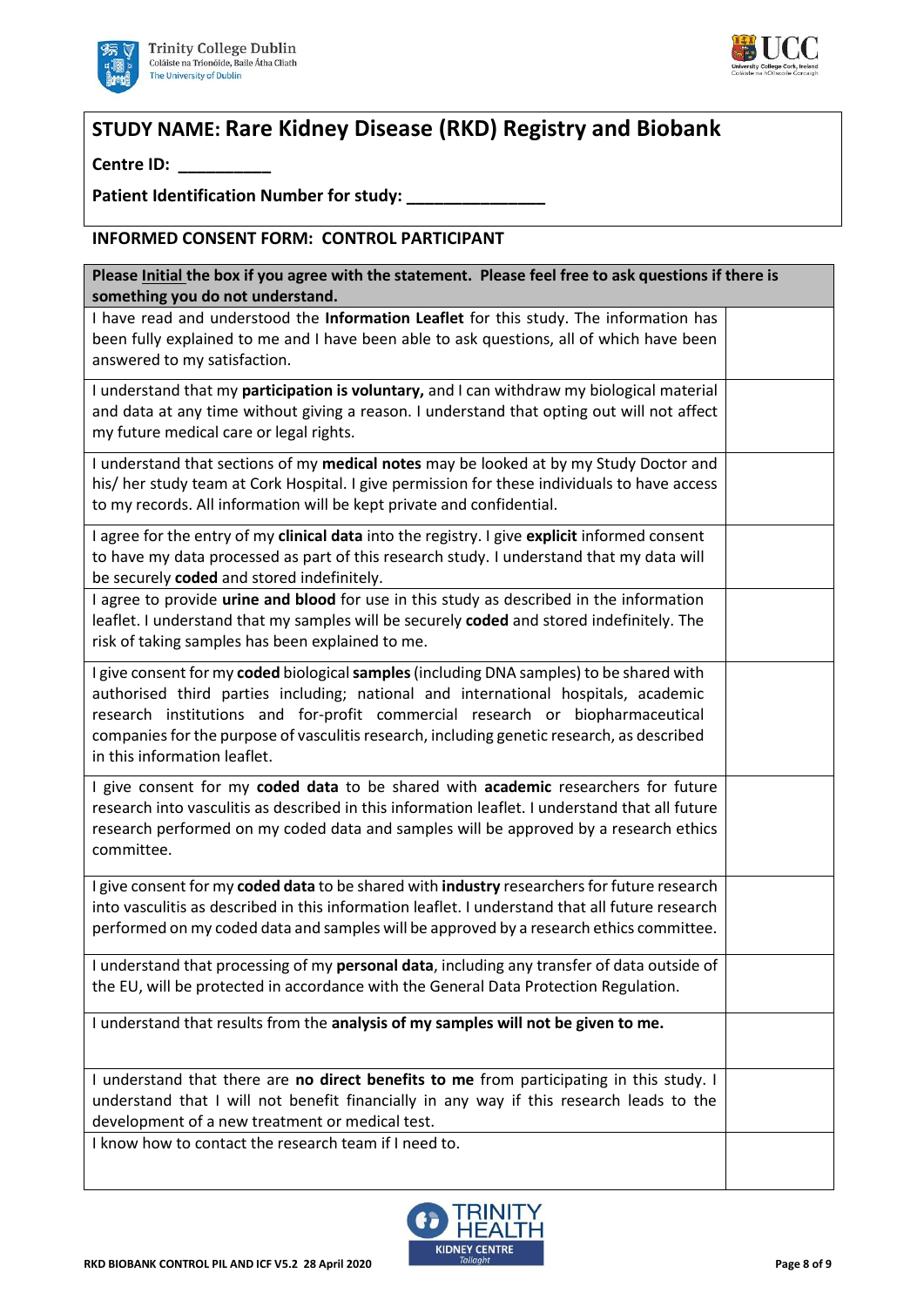## STUDY NAME: Rare Kidney Disease (RKD) Registry and Biobank

**Centre ID: __________**

**Patient Identification Number for study: _______________**

### INFORMED CONSENT FORM: CONTROL PARTICIPANT

| **Please Initial the box if you agree with the statement. Please feel free to ask questions if there is something you do not understand.** | |
|---|---|
| I have read and understood the **Information Leaflet** for this study. The information has been fully explained to me and I have been able to ask questions, all of which have been answered to my satisfaction. | |
| I understand that my **participation is voluntary,** and I can withdraw my biological material and data at any time without giving a reason. I understand that opting out will not affect my future medical care or legal rights. | |
| I understand that sections of my **medical notes** may be looked at by my Study Doctor and his/ her study team at Cork Hospital. I give permission for these individuals to have access to my records. All information will be kept private and confidential. | |
| I agree for the entry of my **clinical data** into the registry. I give **explicit** informed consent to have my data processed as part of this research study. I understand that my data will be securely **coded** and stored indefinitely. | |
| I agree to provide **urine and blood** for use in this study as described in the information leaflet. I understand that my samples will be securely **coded** and stored indefinitely. The risk of taking samples has been explained to me. | |
| I give consent for my **coded** biological **samples** (including DNA samples) to be shared with authorised third parties including; national and international hospitals, academic research institutions and for-profit commercial research or biopharmaceutical companies for the purpose of vasculitis research, including genetic research, as described in this information leaflet. | |
| I give consent for my **coded data** to be shared with **academic** researchers for future research into vasculitis as described in this information leaflet. I understand that all future research performed on my coded data and samples will be approved by a research ethics committee. | |
| I give consent for my **coded data** to be shared with **industry** researchers for future research into vasculitis as described in this information leaflet. I understand that all future research performed on my coded data and samples will be approved by a research ethics committee. | |
| I understand that processing of my **personal data**, including any transfer of data outside of the EU, will be protected in accordance with the General Data Protection Regulation. | |
| I understand that results from the **analysis of my samples will not be given to me.** | |
| I understand that there are **no direct benefits to me** from participating in this study. I understand that I will not benefit financially in any way if this research leads to the development of a new treatment or medical test. | |
| I know how to contact the research team if I need to. | |

RKD BIOBANK CONTROL PIL AND ICF V5.2 28 April 2020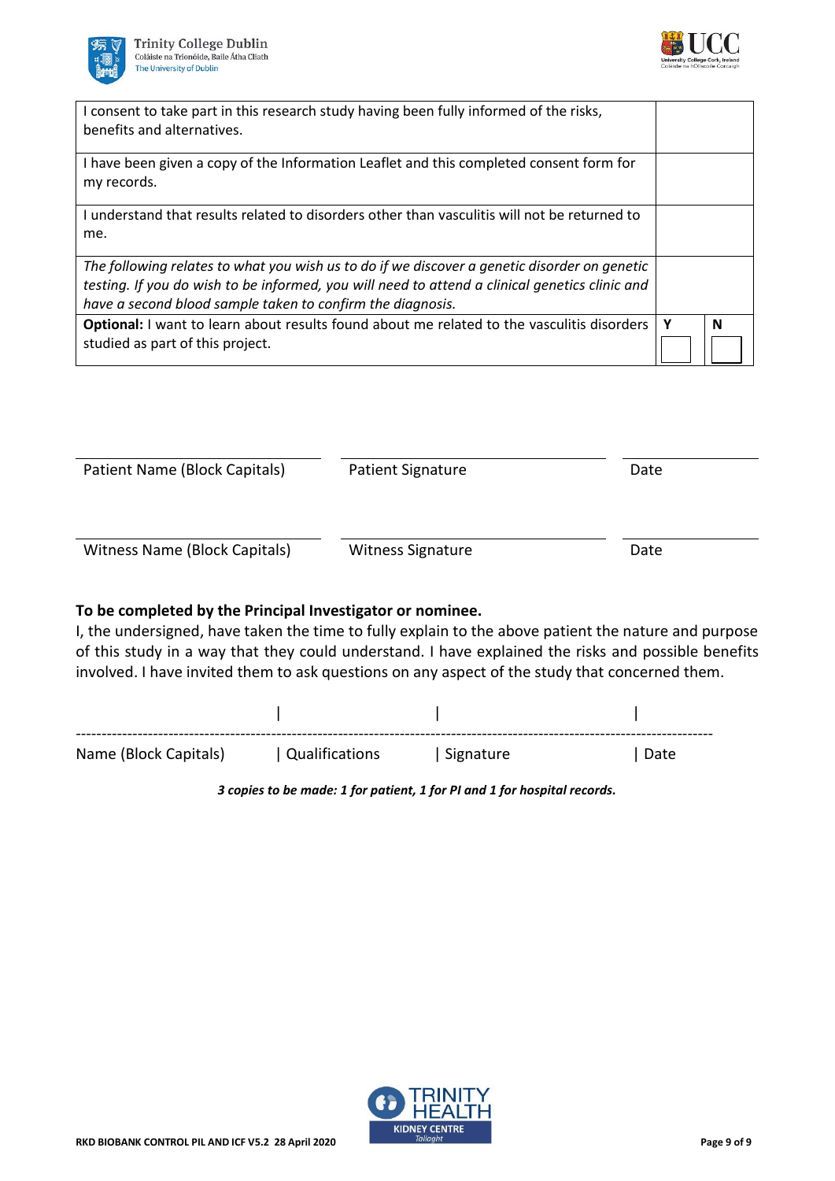| | | |
|---|---|---|
| I consent to take part in this research study having been fully informed of the risks, benefits and alternatives. | | |
| I have been given a copy of the Information Leaflet and this completed consent form for my records. | | |
| I understand that results related to disorders other than vasculitis will not be returned to me. | | |
| *The following relates to what you wish us to do if we discover a genetic disorder on genetic testing. If you do wish to be informed, you will need to attend a clinical genetics clinic and have a second blood sample taken to confirm the diagnosis.* | | |
| **Optional:** I want to learn about results found about me related to the vasculitis disorders studied as part of this project. | **Y** ☐ | **N** ☐ |

| Patient Name (Block Capitals) | Patient Signature | Date |
|---|---|---|
| Witness Name (Block Capitals) | Witness Signature | Date |

**To be completed by the Principal Investigator or nominee.**

I, the undersigned, have taken the time to fully explain to the above patient the nature and purpose of this study in a way that they could understand. I have explained the risks and possible benefits involved. I have invited them to ask questions on any aspect of the study that concerned them.

| Name (Block Capitals) | Qualifications | Signature | Date |
|---|---|---|---|

***3 copies to be made: 1 for patient, 1 for PI and 1 for hospital records.***

RKD BIOBANK CONTROL PIL AND ICF V5.2 28 April 2020